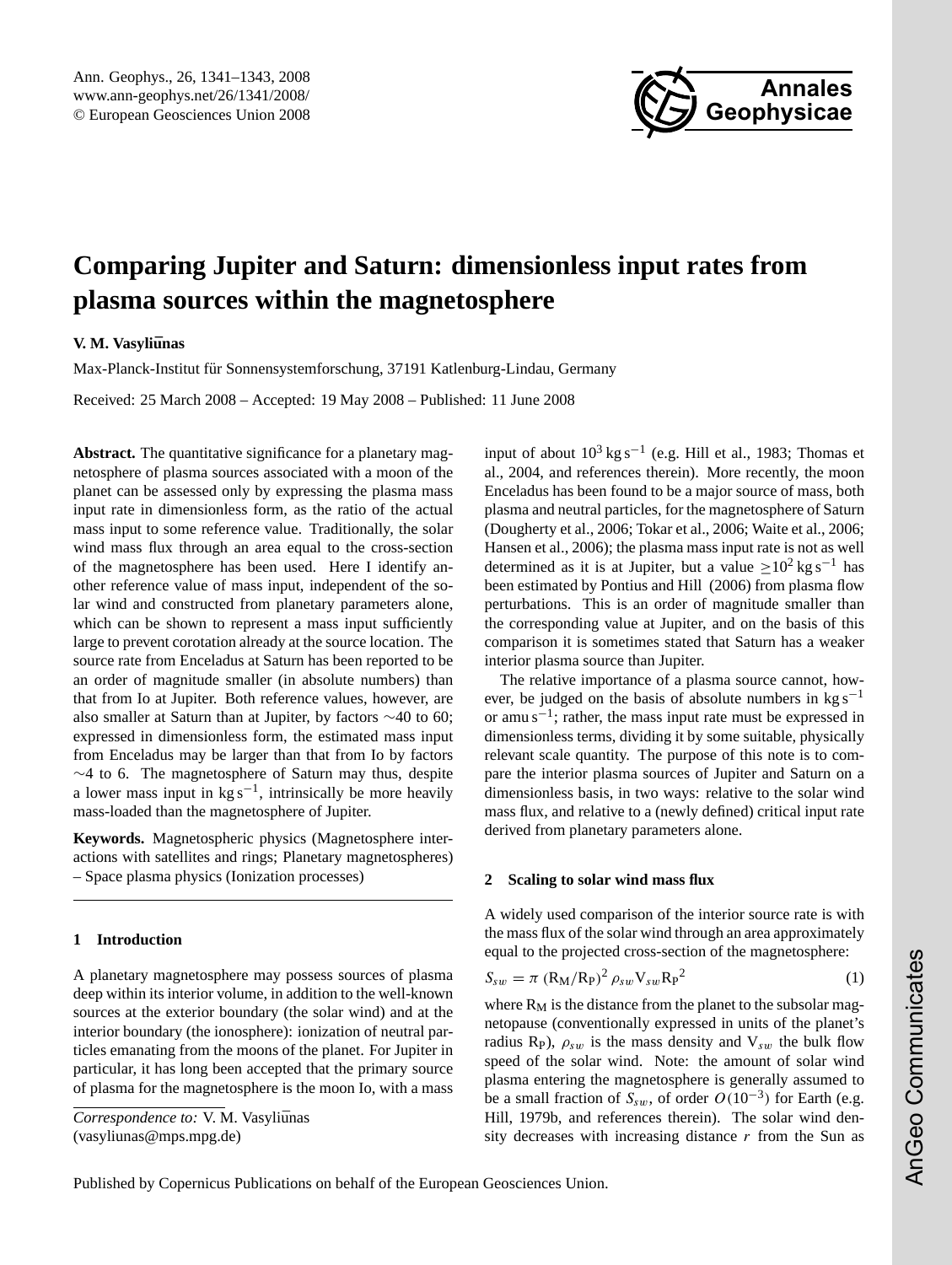# Comparing Jupiter and Saturn: dimensionless input rates from plasma sources within the magnetosphere

**V. M. Vasyliūnas**

Max-Planck-Institut für Sonnensystemforschung, 37191 Katlenburg-Lindau, Germany

Received: 25 March 2008 – Accepted: 19 May 2008 – Published: 11 June 2008

**Abstract.** The quantitative significance for a planetary magnetosphere of plasma sources associated with a moon of the planet can be assessed only by expressing the plasma mass input rate in dimensionless form, as the ratio of the actual mass input to some reference value. Traditionally, the solar wind mass flux through an area equal to the cross-section of the magnetosphere has been used. Here I identify another reference value of mass input, independent of the solar wind and constructed from planetary parameters alone, which can be shown to represent a mass input sufficiently large to prevent corotation already at the source location. The source rate from Enceladus at Saturn has been reported to be an order of magnitude smaller (in absolute numbers) than that from Io at Jupiter. Both reference values, however, are also smaller at Saturn than at Jupiter, by factors ~40 to 60; expressed in dimensionless form, the estimated mass input from Enceladus may be larger than that from Io by factors ~4 to 6. The magnetosphere of Saturn may thus, despite a lower mass input in $\mathrm{kg\,s^{-1}}$, intrinsically be more heavily mass-loaded than the magnetosphere of Jupiter.

**Keywords.** Magnetospheric physics (Magnetosphere interactions with satellites and rings; Planetary magnetospheres) – Space plasma physics (Ionization processes)

## 1 Introduction

A planetary magnetosphere may possess sources of plasma deep within its interior volume, in addition to the well-known sources at the exterior boundary (the solar wind) and at the interior boundary (the ionosphere): ionization of neutral particles emanating from the moons of the planet. For Jupiter in particular, it has long been accepted that the primary source of plasma for the magnetosphere is the moon Io, with a mass input of about $10^3\,\mathrm{kg\,s^{-1}}$ (e.g. Hill et al., 1983; Thomas et al., 2004, and references therein). More recently, the moon Enceladus has been found to be a major source of mass, both plasma and neutral particles, for the magnetosphere of Saturn (Dougherty et al., 2006; Tokar et al., 2006; Waite et al., 2006; Hansen et al., 2006); the plasma mass input rate is not as well determined as it is at Jupiter, but a value $\geq 10^2\,\mathrm{kg\,s^{-1}}$ has been estimated by Pontius and Hill (2006) from plasma flow perturbations. This is an order of magnitude smaller than the corresponding value at Jupiter, and on the basis of this comparison it is sometimes stated that Saturn has a weaker interior plasma source than Jupiter.

The relative importance of a plasma source cannot, however, be judged on the basis of absolute numbers in $\mathrm{kg\,s^{-1}}$ or $\mathrm{amu\,s^{-1}}$; rather, the mass input rate must be expressed in dimensionless terms, dividing it by some suitable, physically relevant scale quantity. The purpose of this note is to compare the interior plasma sources of Jupiter and Saturn on a dimensionless basis, in two ways: relative to the solar wind mass flux, and relative to a (newly defined) critical input rate derived from planetary parameters alone.

## 2 Scaling to solar wind mass flux

A widely used comparison of the interior source rate is with the mass flux of the solar wind through an area approximately equal to the projected cross-section of the magnetosphere:

$$S_{sw} = \pi\,(\mathrm{R_M}/\mathrm{R_P})^2\,\rho_{sw}\mathrm{V}_{sw}\mathrm{R_P}^2 \tag{1}$$

where $\mathrm{R_M}$ is the distance from the planet to the subsolar magnetopause (conventionally expressed in units of the planet's radius $\mathrm{R_P}$), $\rho_{sw}$ is the mass density and $\mathrm{V}_{sw}$ the bulk flow speed of the solar wind. Note: the amount of solar wind plasma entering the magnetosphere is generally assumed to be a small fraction of $S_{sw}$, of order $O(10^{-3})$ for Earth (e.g. Hill, 1979b, and references therein). The solar wind density decreases with increasing distance $r$ from the Sun as

*Correspondence to:* V. M. Vasyliūnas
(vasyliunas@mps.mpg.de)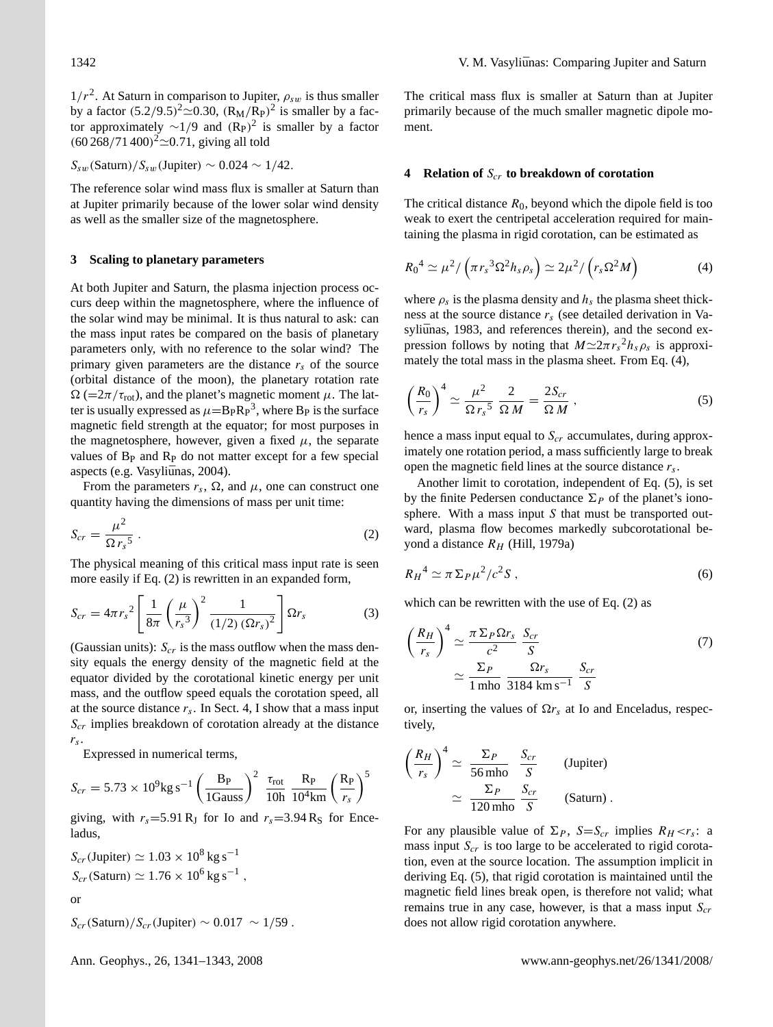$1/r^2$. At Saturn in comparison to Jupiter, $\rho_{sw}$ is thus smaller by a factor $(5.2/9.5)^2 \simeq 0.30$, $(R_M/R_P)^2$ is smaller by a factor approximately $\sim 1/9$ and $(R_P)^2$ is smaller by a factor $(60\,268/71\,400)^2 \simeq 0.71$, giving all told

$S_{sw}(\text{Saturn})/S_{sw}(\text{Jupiter}) \sim 0.024 \sim 1/42.$

The reference solar wind mass flux is smaller at Saturn than at Jupiter primarily because of the lower solar wind density as well as the smaller size of the magnetosphere.

## 3 Scaling to planetary parameters

At both Jupiter and Saturn, the plasma injection process occurs deep within the magnetosphere, where the influence of the solar wind may be minimal. It is thus natural to ask: can the mass input rates be compared on the basis of planetary parameters only, with no reference to the solar wind? The primary given parameters are the distance $r_s$ of the source (orbital distance of the moon), the planetary rotation rate $\Omega$ ($=2\pi/\tau_{\text{rot}}$), and the planet's magnetic moment $\mu$. The latter is usually expressed as $\mu = B_P R_P{}^3$, where $B_P$ is the surface magnetic field strength at the equator; for most purposes in the magnetosphere, however, given a fixed $\mu$, the separate values of $B_P$ and $R_P$ do not matter except for a few special aspects (e.g. Vasyliūnas, 2004).

From the parameters $r_s$, $\Omega$, and $\mu$, one can construct one quantity having the dimensions of mass per unit time:

$$S_{cr} = \frac{\mu^2}{\Omega\, r_s{}^5} \,. \tag{2}$$

The physical meaning of this critical mass input rate is seen more easily if Eq. (2) is rewritten in an expanded form,

$$S_{cr} = 4\pi r_s{}^2 \left[ \frac{1}{8\pi} \left( \frac{\mu}{r_s{}^3} \right)^2 \frac{1}{(1/2)\,(\Omega r_s)^2} \right] \Omega r_s \tag{3}$$

(Gaussian units): $S_{cr}$ is the mass outflow when the mass density equals the energy density of the magnetic field at the equator divided by the corotational kinetic energy per unit mass, and the outflow speed equals the corotation speed, all at the source distance $r_s$. In Sect. 4, I show that a mass input $S_{cr}$ implies breakdown of corotation already at the distance $r_s$.

Expressed in numerical terms,

$$S_{cr} = 5.73 \times 10^9 \text{kg s}^{-1} \left( \frac{B_P}{1\text{Gauss}} \right)^2 \frac{\tau_{\text{rot}}}{10\text{h}} \frac{R_P}{10^4\text{km}} \left( \frac{R_P}{r_s} \right)^5$$

giving, with $r_s = 5.91\,R_J$ for Io and $r_s = 3.94\,R_S$ for Enceladus,

$S_{cr}(\text{Jupiter}) \simeq 1.03 \times 10^8 \text{ kg s}^{-1}$
$S_{cr}(\text{Saturn}) \simeq 1.76 \times 10^6 \text{ kg s}^{-1}$ ,

or

$S_{cr}(\text{Saturn})/S_{cr}(\text{Jupiter}) \sim 0.017 \sim 1/59$ .

The critical mass flux is smaller at Saturn than at Jupiter primarily because of the much smaller magnetic dipole moment.

## 4 Relation of $S_{cr}$ to breakdown of corotation

The critical distance $R_0$, beyond which the dipole field is too weak to exert the centripetal acceleration required for maintaining the plasma in rigid corotation, can be estimated as

$$R_0{}^4 \simeq \mu^2 / \left( \pi r_s{}^3 \Omega^2 h_s \rho_s \right) \simeq 2\mu^2 / \left( r_s \Omega^2 M \right) \tag{4}$$

where $\rho_s$ is the plasma density and $h_s$ the plasma sheet thickness at the source distance $r_s$ (see detailed derivation in Vasyliūnas, 1983, and references therein), and the second expression follows by noting that $M \simeq 2\pi r_s{}^2 h_s \rho_s$ is approximately the total mass in the plasma sheet. From Eq. (4),

$$\left( \frac{R_0}{r_s} \right)^4 \simeq \frac{\mu^2}{\Omega\, r_s{}^5} \, \frac{2}{\Omega\, M} = \frac{2 S_{cr}}{\Omega\, M} \,, \tag{5}$$

hence a mass input equal to $S_{cr}$ accumulates, during approximately one rotation period, a mass sufficiently large to break open the magnetic field lines at the source distance $r_s$.

Another limit to corotation, independent of Eq. (5), is set by the finite Pedersen conductance $\Sigma_P$ of the planet's ionosphere. With a mass input $S$ that must be transported outward, plasma flow becomes markedly subcorotational beyond a distance $R_H$ (Hill, 1979a)

$$R_H{}^4 \simeq \pi\, \Sigma_P \mu^2 / c^2 S \,, \tag{6}$$

which can be rewritten with the use of Eq. (2) as

$$\left( \frac{R_H}{r_s} \right)^4 \simeq \frac{\pi\, \Sigma_P \Omega r_s}{c^2} \, \frac{S_{cr}}{S} \simeq \frac{\Sigma_P}{1\,\text{mho}} \, \frac{\Omega r_s}{3184\text{ km s}^{-1}} \, \frac{S_{cr}}{S} \tag{7}$$

or, inserting the values of $\Omega r_s$ at Io and Enceladus, respectively,

$$\left( \frac{R_H}{r_s} \right)^4 \simeq \frac{\Sigma_P}{56\,\text{mho}} \, \frac{S_{cr}}{S} \qquad \text{(Jupiter)}$$
$$\simeq \frac{\Sigma_P}{120\,\text{mho}} \, \frac{S_{cr}}{S} \qquad \text{(Saturn)} \,.$$

For any plausible value of $\Sigma_P$, $S = S_{cr}$ implies $R_H < r_s$: a mass input $S_{cr}$ is too large to be accelerated to rigid corotation, even at the source location. The assumption implicit in deriving Eq. (5), that rigid corotation is maintained until the magnetic field lines break open, is therefore not valid; what remains true in any case, however, is that a mass input $S_{cr}$ does not allow rigid corotation anywhere.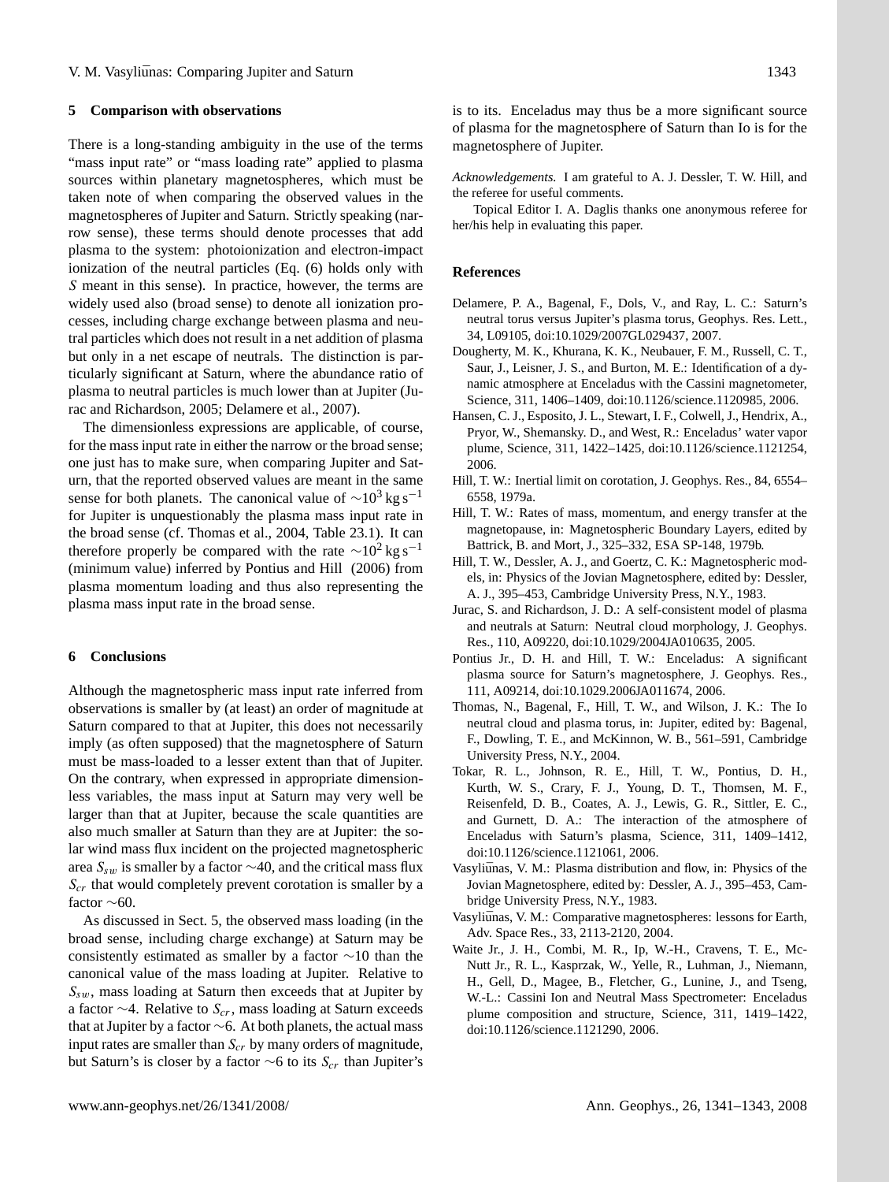## 5 Comparison with observations

There is a long-standing ambiguity in the use of the terms "mass input rate" or "mass loading rate" applied to plasma sources within planetary magnetospheres, which must be taken note of when comparing the observed values in the magnetospheres of Jupiter and Saturn. Strictly speaking (narrow sense), these terms should denote processes that add plasma to the system: photoionization and electron-impact ionization of the neutral particles (Eq. (6) holds only with $S$ meant in this sense). In practice, however, the terms are widely used also (broad sense) to denote all ionization processes, including charge exchange between plasma and neutral particles which does not result in a net addition of plasma but only in a net escape of neutrals. The distinction is particularly significant at Saturn, where the abundance ratio of plasma to neutral particles is much lower than at Jupiter (Jurac and Richardson, 2005; Delamere et al., 2007).

The dimensionless expressions are applicable, of course, for the mass input rate in either the narrow or the broad sense; one just has to make sure, when comparing Jupiter and Saturn, that the reported observed values are meant in the same sense for both planets. The canonical value of $\sim 10^3\,\mathrm{kg\,s^{-1}}$ for Jupiter is unquestionably the plasma mass input rate in the broad sense (cf. Thomas et al., 2004, Table 23.1). It can therefore properly be compared with the rate $\sim 10^2\,\mathrm{kg\,s^{-1}}$ (minimum value) inferred by Pontius and Hill (2006) from plasma momentum loading and thus also representing the plasma mass input rate in the broad sense.

## 6 Conclusions

Although the magnetospheric mass input rate inferred from observations is smaller by (at least) an order of magnitude at Saturn compared to that at Jupiter, this does not necessarily imply (as often supposed) that the magnetosphere of Saturn must be mass-loaded to a lesser extent than that of Jupiter. On the contrary, when expressed in appropriate dimensionless variables, the mass input at Saturn may very well be larger than that at Jupiter, because the scale quantities are also much smaller at Saturn than they are at Jupiter: the solar wind mass flux incident on the projected magnetospheric area $S_{sw}$ is smaller by a factor $\sim$40, and the critical mass flux $S_{cr}$ that would completely prevent corotation is smaller by a factor $\sim$60.

As discussed in Sect. 5, the observed mass loading (in the broad sense, including charge exchange) at Saturn may be consistently estimated as smaller by a factor $\sim$10 than the canonical value of the mass loading at Jupiter. Relative to $S_{sw}$, mass loading at Saturn then exceeds that at Jupiter by a factor $\sim$4. Relative to $S_{cr}$, mass loading at Saturn exceeds that at Jupiter by a factor $\sim$6. At both planets, the actual mass input rates are smaller than $S_{cr}$ by many orders of magnitude, but Saturn's is closer by a factor $\sim$6 to its $S_{cr}$ than Jupiter's is to its. Enceladus may thus be a more significant source of plasma for the magnetosphere of Saturn than Io is for the magnetosphere of Jupiter.

*Acknowledgements.* I am grateful to A. J. Dessler, T. W. Hill, and the referee for useful comments.

Topical Editor I. A. Daglis thanks one anonymous referee for her/his help in evaluating this paper.

## References

Delamere, P. A., Bagenal, F., Dols, V., and Ray, L. C.: Saturn's neutral torus versus Jupiter's plasma torus, Geophys. Res. Lett., 34, L09105, doi:10.1029/2007GL029437, 2007.

Dougherty, M. K., Khurana, K. K., Neubauer, F. M., Russell, C. T., Saur, J., Leisner, J. S., and Burton, M. E.: Identification of a dynamic atmosphere at Enceladus with the Cassini magnetometer, Science, 311, 1406–1409, doi:10.1126/science.1120985, 2006.

Hansen, C. J., Esposito, J. L., Stewart, I. F., Colwell, J., Hendrix, A., Pryor, W., Shemansky. D., and West, R.: Enceladus' water vapor plume, Science, 311, 1422–1425, doi:10.1126/science.1121254, 2006.

Hill, T. W.: Inertial limit on corotation, J. Geophys. Res., 84, 6554–6558, 1979a.

Hill, T. W.: Rates of mass, momentum, and energy transfer at the magnetopause, in: Magnetospheric Boundary Layers, edited by Battrick, B. and Mort, J., 325–332, ESA SP-148, 1979b.

Hill, T. W., Dessler, A. J., and Goertz, C. K.: Magnetospheric models, in: Physics of the Jovian Magnetosphere, edited by: Dessler, A. J., 395–453, Cambridge University Press, N.Y., 1983.

Jurac, S. and Richardson, J. D.: A self-consistent model of plasma and neutrals at Saturn: Neutral cloud morphology, J. Geophys. Res., 110, A09220, doi:10.1029/2004JA010635, 2005.

Pontius Jr., D. H. and Hill, T. W.: Enceladus: A significant plasma source for Saturn's magnetosphere, J. Geophys. Res., 111, A09214, doi:10.1029.2006JA011674, 2006.

Thomas, N., Bagenal, F., Hill, T. W., and Wilson, J. K.: The Io neutral cloud and plasma torus, in: Jupiter, edited by: Bagenal, F., Dowling, T. E., and McKinnon, W. B., 561–591, Cambridge University Press, N.Y., 2004.

Tokar, R. L., Johnson, R. E., Hill, T. W., Pontius, D. H., Kurth, W. S., Crary, F. J., Young, D. T., Thomsen, M. F., Reisenfeld, D. B., Coates, A. J., Lewis, G. R., Sittler, E. C., and Gurnett, D. A.: The interaction of the atmosphere of Enceladus with Saturn's plasma, Science, 311, 1409–1412, doi:10.1126/science.1121061, 2006.

Vasyliūnas, V. M.: Plasma distribution and flow, in: Physics of the Jovian Magnetosphere, edited by: Dessler, A. J., 395–453, Cambridge University Press, N.Y., 1983.

Vasyliūnas, V. M.: Comparative magnetospheres: lessons for Earth, Adv. Space Res., 33, 2113-2120, 2004.

Waite Jr., J. H., Combi, M. R., Ip, W.-H., Cravens, T. E., McNutt Jr., R. L., Kasprzak, W., Yelle, R., Luhman, J., Niemann, H., Gell, D., Magee, B., Fletcher, G., Lunine, J., and Tseng, W.-L.: Cassini Ion and Neutral Mass Spectrometer: Enceladus plume composition and structure, Science, 311, 1419–1422, doi:10.1126/science.1121290, 2006.